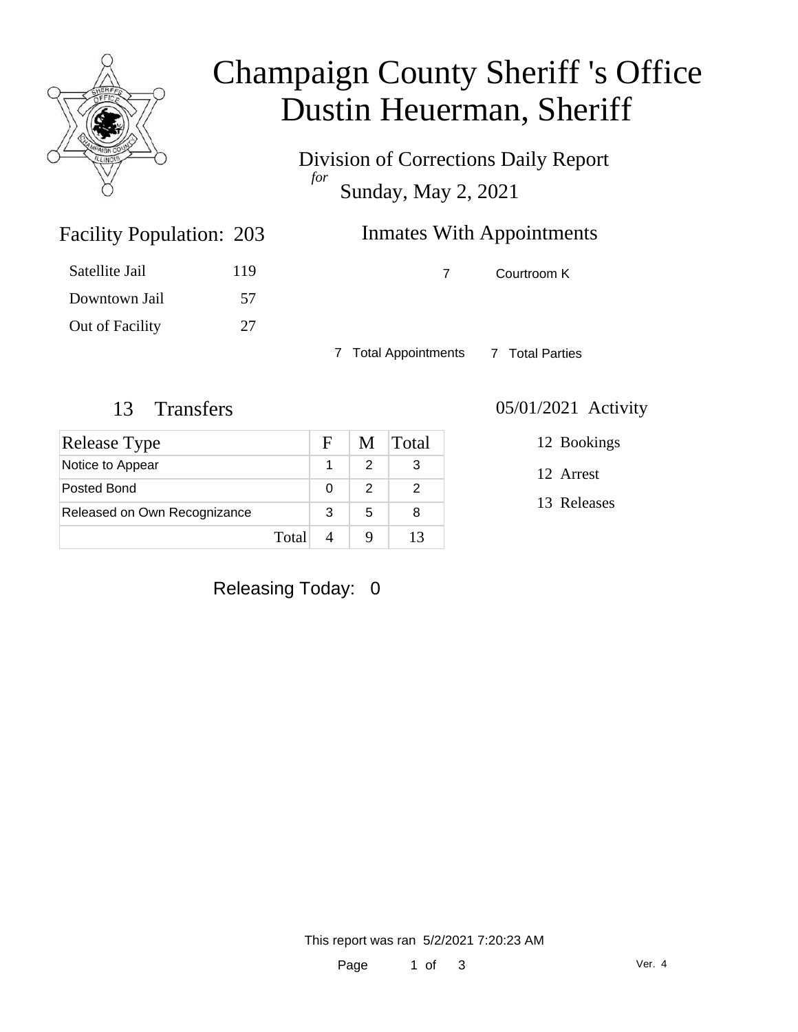# Champaign County Sheriff 's Office
# Dustin Heuerman, Sheriff

Division of Corrections Daily Report
*for*
Sunday, May 2, 2021

## Facility Population: 203

| | |
|---|---|
| Satellite Jail | 119 |
| Downtown Jail | 57 |
| Out of Facility | 27 |

## Inmates With Appointments

| | |
|---|---|
| 7 | Courtroom K |

7 Total Appointments    7 Total Parties

## 13 Transfers

| Release Type | F | M | Total |
|---|---|---|---|
| Notice to Appear | 1 | 2 | 3 |
| Posted Bond | 0 | 2 | 2 |
| Released on Own Recognizance | 3 | 5 | 8 |
| Total | 4 | 9 | 13 |

## 05/01/2021 Activity

- 12 Bookings
- 12 Arrest
- 13 Releases

Releasing Today: 0

This report was ran 5/2/2021 7:20:23 AM

Ver. 4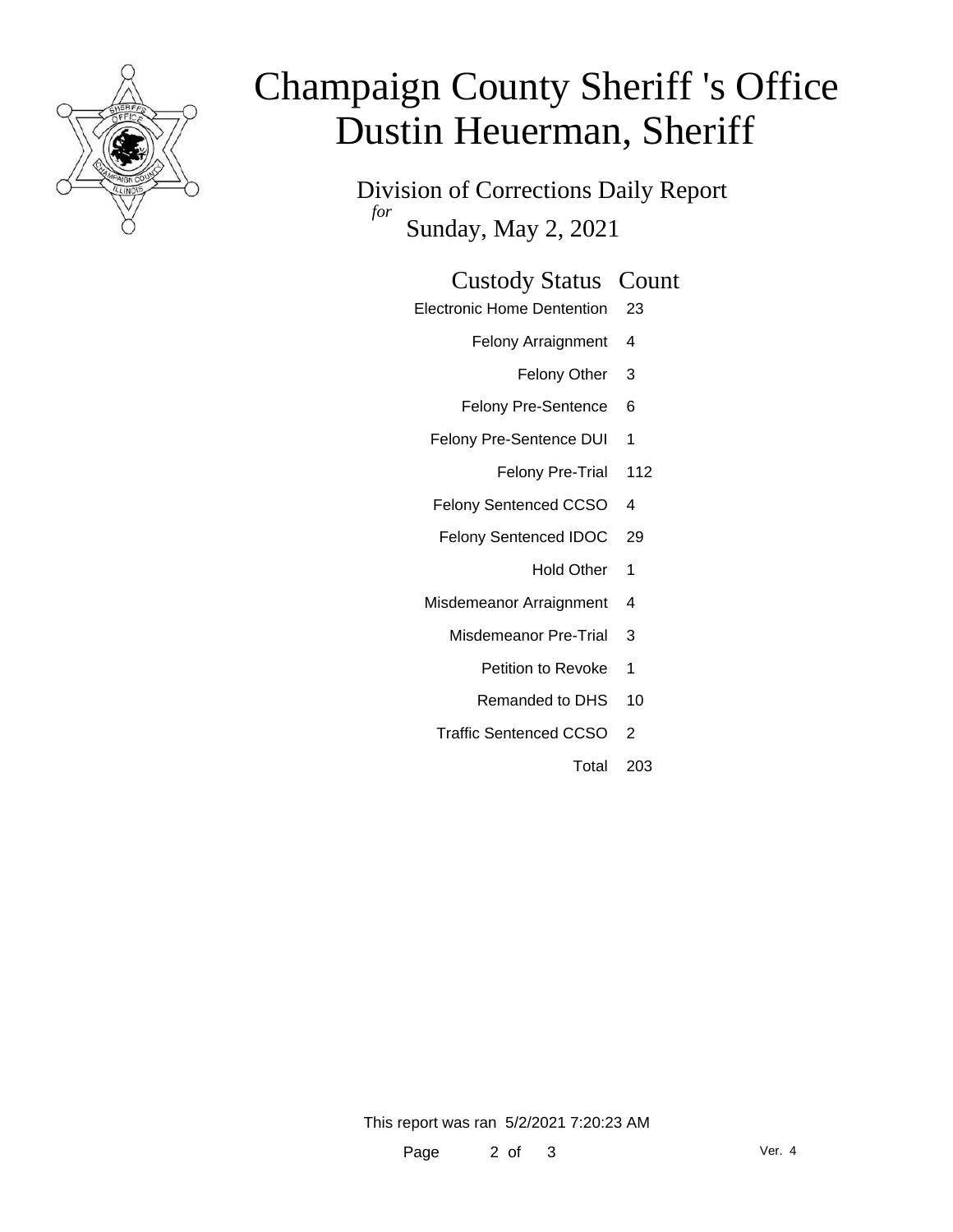# Champaign County Sheriff 's Office
# Dustin Heuerman, Sheriff

Division of Corrections Daily Report
*for*
Sunday, May 2, 2021

| Custody Status | Count |
|---|---|
| Electronic Home Dentention | 23 |
| Felony Arraignment | 4 |
| Felony Other | 3 |
| Felony Pre-Sentence | 6 |
| Felony Pre-Sentence DUI | 1 |
| Felony Pre-Trial | 112 |
| Felony Sentenced CCSO | 4 |
| Felony Sentenced IDOC | 29 |
| Hold Other | 1 |
| Misdemeanor Arraignment | 4 |
| Misdemeanor Pre-Trial | 3 |
| Petition to Revoke | 1 |
| Remanded to DHS | 10 |
| Traffic Sentenced CCSO | 2 |
| Total | 203 |

This report was ran 5/2/2021 7:20:23 AM

Ver. 4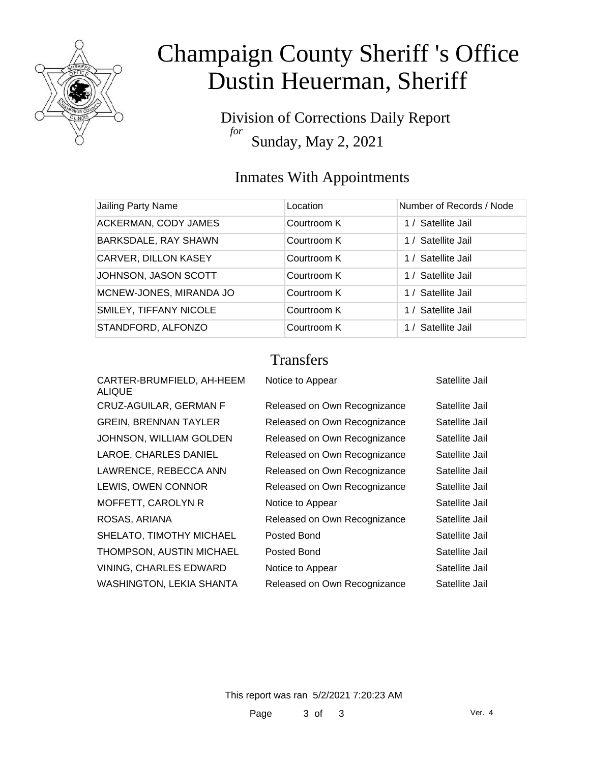# Champaign County Sheriff 's Office
# Dustin Heuerman, Sheriff

Division of Corrections Daily Report

*for*

Sunday, May 2, 2021

## Inmates With Appointments

| Jailing Party Name | Location | Number of Records / Node |
|---|---|---|
| ACKERMAN, CODY JAMES | Courtroom K | 1 / Satellite Jail |
| BARKSDALE, RAY SHAWN | Courtroom K | 1 / Satellite Jail |
| CARVER, DILLON KASEY | Courtroom K | 1 / Satellite Jail |
| JOHNSON, JASON SCOTT | Courtroom K | 1 / Satellite Jail |
| MCNEW-JONES, MIRANDA JO | Courtroom K | 1 / Satellite Jail |
| SMILEY, TIFFANY NICOLE | Courtroom K | 1 / Satellite Jail |
| STANDFORD, ALFONZO | Courtroom K | 1 / Satellite Jail |

## Transfers

| | | |
|---|---|---|
| CARTER-BRUMFIELD, AH-HEEM ALIQUE | Notice to Appear | Satellite Jail |
| CRUZ-AGUILAR, GERMAN F | Released on Own Recognizance | Satellite Jail |
| GREIN, BRENNAN TAYLER | Released on Own Recognizance | Satellite Jail |
| JOHNSON, WILLIAM GOLDEN | Released on Own Recognizance | Satellite Jail |
| LAROE, CHARLES DANIEL | Released on Own Recognizance | Satellite Jail |
| LAWRENCE, REBECCA ANN | Released on Own Recognizance | Satellite Jail |
| LEWIS, OWEN CONNOR | Released on Own Recognizance | Satellite Jail |
| MOFFETT, CAROLYN R | Notice to Appear | Satellite Jail |
| ROSAS, ARIANA | Released on Own Recognizance | Satellite Jail |
| SHELATO, TIMOTHY MICHAEL | Posted Bond | Satellite Jail |
| THOMPSON, AUSTIN MICHAEL | Posted Bond | Satellite Jail |
| VINING, CHARLES EDWARD | Notice to Appear | Satellite Jail |
| WASHINGTON, LEKIA SHANTA | Released on Own Recognizance | Satellite Jail |

This report was ran 5/2/2021 7:20:23 AM

Ver. 4